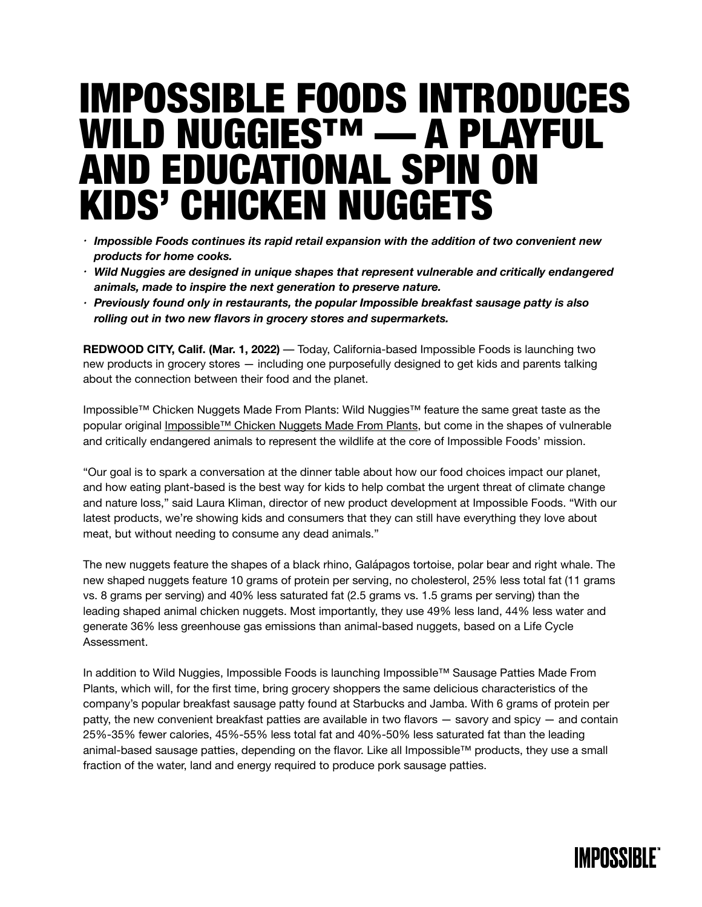# IMPOSSIBLE FOODS INTRODUCES WILD NUGGIES™ — A PLAYFUL AND EDUCATIONAL SPIN ON KIDS' CHICKEN NUGGETS

- ***Impossible Foods continues its rapid retail expansion with the addition of two convenient new products for home cooks.***
- ***Wild Nuggies are designed in unique shapes that represent vulnerable and critically endangered animals, made to inspire the next generation to preserve nature.***
- ***Previously found only in restaurants, the popular Impossible breakfast sausage patty is also rolling out in two new flavors in grocery stores and supermarkets.***

**REDWOOD CITY, Calif. (Mar. 1, 2022)** — Today, California-based Impossible Foods is launching two new products in grocery stores — including one purposefully designed to get kids and parents talking about the connection between their food and the planet.

Impossible™ Chicken Nuggets Made From Plants: Wild Nuggies™ feature the same great taste as the popular original Impossible™ Chicken Nuggets Made From Plants, but come in the shapes of vulnerable and critically endangered animals to represent the wildlife at the core of Impossible Foods' mission.

"Our goal is to spark a conversation at the dinner table about how our food choices impact our planet, and how eating plant-based is the best way for kids to help combat the urgent threat of climate change and nature loss," said Laura Kliman, director of new product development at Impossible Foods. "With our latest products, we're showing kids and consumers that they can still have everything they love about meat, but without needing to consume any dead animals."

The new nuggets feature the shapes of a black rhino, Galápagos tortoise, polar bear and right whale. The new shaped nuggets feature 10 grams of protein per serving, no cholesterol, 25% less total fat (11 grams vs. 8 grams per serving) and 40% less saturated fat (2.5 grams vs. 1.5 grams per serving) than the leading shaped animal chicken nuggets. Most importantly, they use 49% less land, 44% less water and generate 36% less greenhouse gas emissions than animal-based nuggets, based on a Life Cycle Assessment.

In addition to Wild Nuggies, Impossible Foods is launching Impossible™ Sausage Patties Made From Plants, which will, for the first time, bring grocery shoppers the same delicious characteristics of the company's popular breakfast sausage patty found at Starbucks and Jamba. With 6 grams of protein per patty, the new convenient breakfast patties are available in two flavors — savory and spicy — and contain 25%-35% fewer calories, 45%-55% less total fat and 40%-50% less saturated fat than the leading animal-based sausage patties, depending on the flavor. Like all Impossible™ products, they use a small fraction of the water, land and energy required to produce pork sausage patties.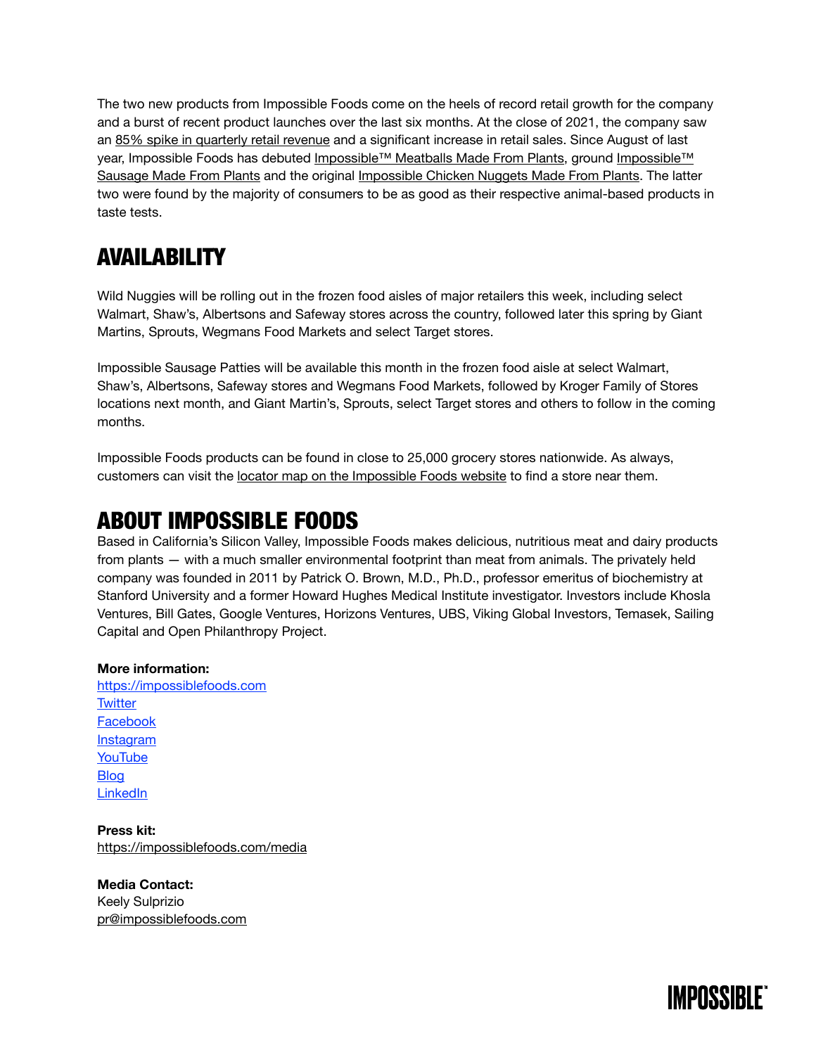The two new products from Impossible Foods come on the heels of record retail growth for the company and a burst of recent product launches over the last six months. At the close of 2021, the company saw an 85% spike in quarterly retail revenue and a significant increase in retail sales. Since August of last year, Impossible Foods has debuted Impossible™ Meatballs Made From Plants, ground Impossible™ Sausage Made From Plants and the original Impossible Chicken Nuggets Made From Plants. The latter two were found by the majority of consumers to be as good as their respective animal-based products in taste tests.

## AVAILABILITY

Wild Nuggies will be rolling out in the frozen food aisles of major retailers this week, including select Walmart, Shaw's, Albertsons and Safeway stores across the country, followed later this spring by Giant Martins, Sprouts, Wegmans Food Markets and select Target stores.

Impossible Sausage Patties will be available this month in the frozen food aisle at select Walmart, Shaw's, Albertsons, Safeway stores and Wegmans Food Markets, followed by Kroger Family of Stores locations next month, and Giant Martin's, Sprouts, select Target stores and others to follow in the coming months.

Impossible Foods products can be found in close to 25,000 grocery stores nationwide. As always, customers can visit the locator map on the Impossible Foods website to find a store near them.

## ABOUT IMPOSSIBLE FOODS

Based in California's Silicon Valley, Impossible Foods makes delicious, nutritious meat and dairy products from plants — with a much smaller environmental footprint than meat from animals. The privately held company was founded in 2011 by Patrick O. Brown, M.D., Ph.D., professor emeritus of biochemistry at Stanford University and a former Howard Hughes Medical Institute investigator. Investors include Khosla Ventures, Bill Gates, Google Ventures, Horizons Ventures, UBS, Viking Global Investors, Temasek, Sailing Capital and Open Philanthropy Project.

**More information:**
https://impossiblefoods.com
Twitter
Facebook
Instagram
YouTube
Blog
LinkedIn

**Press kit:**
https://impossiblefoods.com/media

**Media Contact:**
Keely Sulprizio
pr@impossiblefoods.com

IMPOSSIBLE